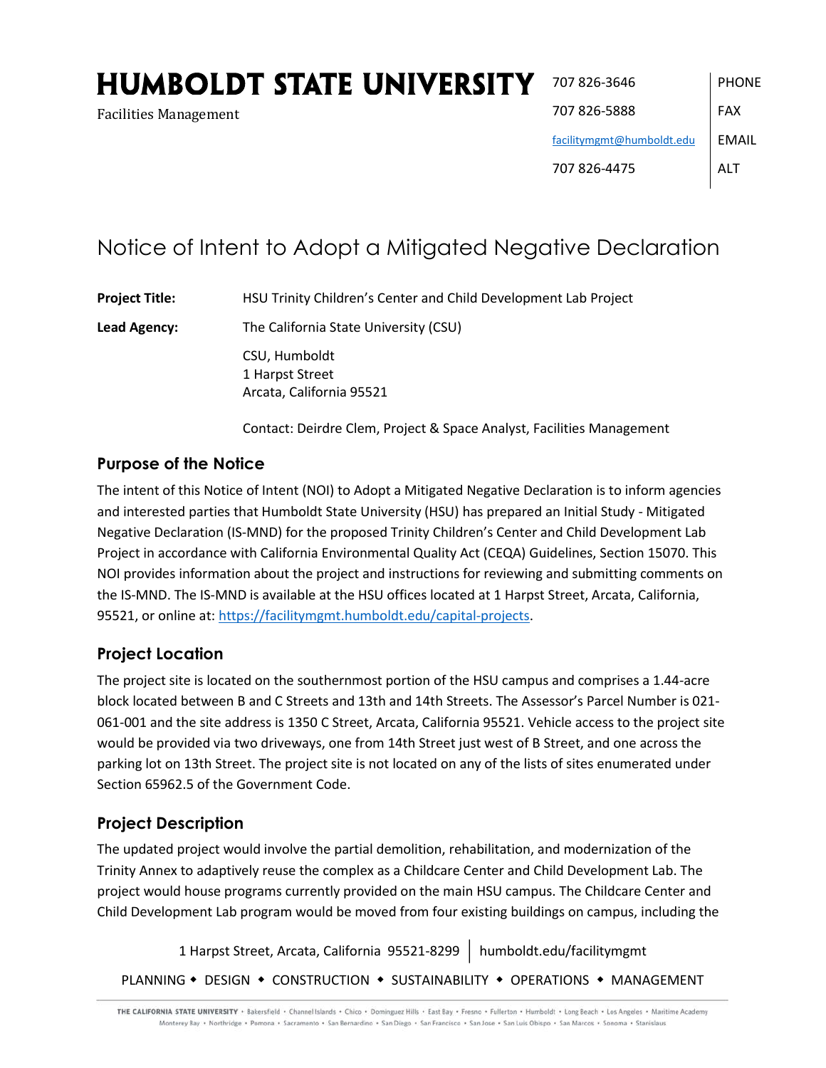# HUMBOLDT STATE UNIVERSITY

Facilities Management

| | |
|---|---|
| 707 826-3646 | PHONE |
| 707 826-5888 | FAX |
| facilitymgmt@humboldt.edu | EMAIL |
| 707 826-4475 | ALT |

## Notice of Intent to Adopt a Mitigated Negative Declaration

**Project Title:** HSU Trinity Children's Center and Child Development Lab Project

**Lead Agency:** The California State University (CSU)

CSU, Humboldt
1 Harpst Street
Arcata, California 95521

Contact: Deirdre Clem, Project & Space Analyst, Facilities Management

### Purpose of the Notice

The intent of this Notice of Intent (NOI) to Adopt a Mitigated Negative Declaration is to inform agencies and interested parties that Humboldt State University (HSU) has prepared an Initial Study - Mitigated Negative Declaration (IS-MND) for the proposed Trinity Children's Center and Child Development Lab Project in accordance with California Environmental Quality Act (CEQA) Guidelines, Section 15070. This NOI provides information about the project and instructions for reviewing and submitting comments on the IS-MND. The IS-MND is available at the HSU offices located at 1 Harpst Street, Arcata, California, 95521, or online at: https://facilitymgmt.humboldt.edu/capital-projects.

### Project Location

The project site is located on the southernmost portion of the HSU campus and comprises a 1.44-acre block located between B and C Streets and 13th and 14th Streets. The Assessor's Parcel Number is 021-061-001 and the site address is 1350 C Street, Arcata, California 95521. Vehicle access to the project site would be provided via two driveways, one from 14th Street just west of B Street, and one across the parking lot on 13th Street. The project site is not located on any of the lists of sites enumerated under Section 65962.5 of the Government Code.

### Project Description

The updated project would involve the partial demolition, rehabilitation, and modernization of the Trinity Annex to adaptively reuse the complex as a Childcare Center and Child Development Lab. The project would house programs currently provided on the main HSU campus. The Childcare Center and Child Development Lab program would be moved from four existing buildings on campus, including the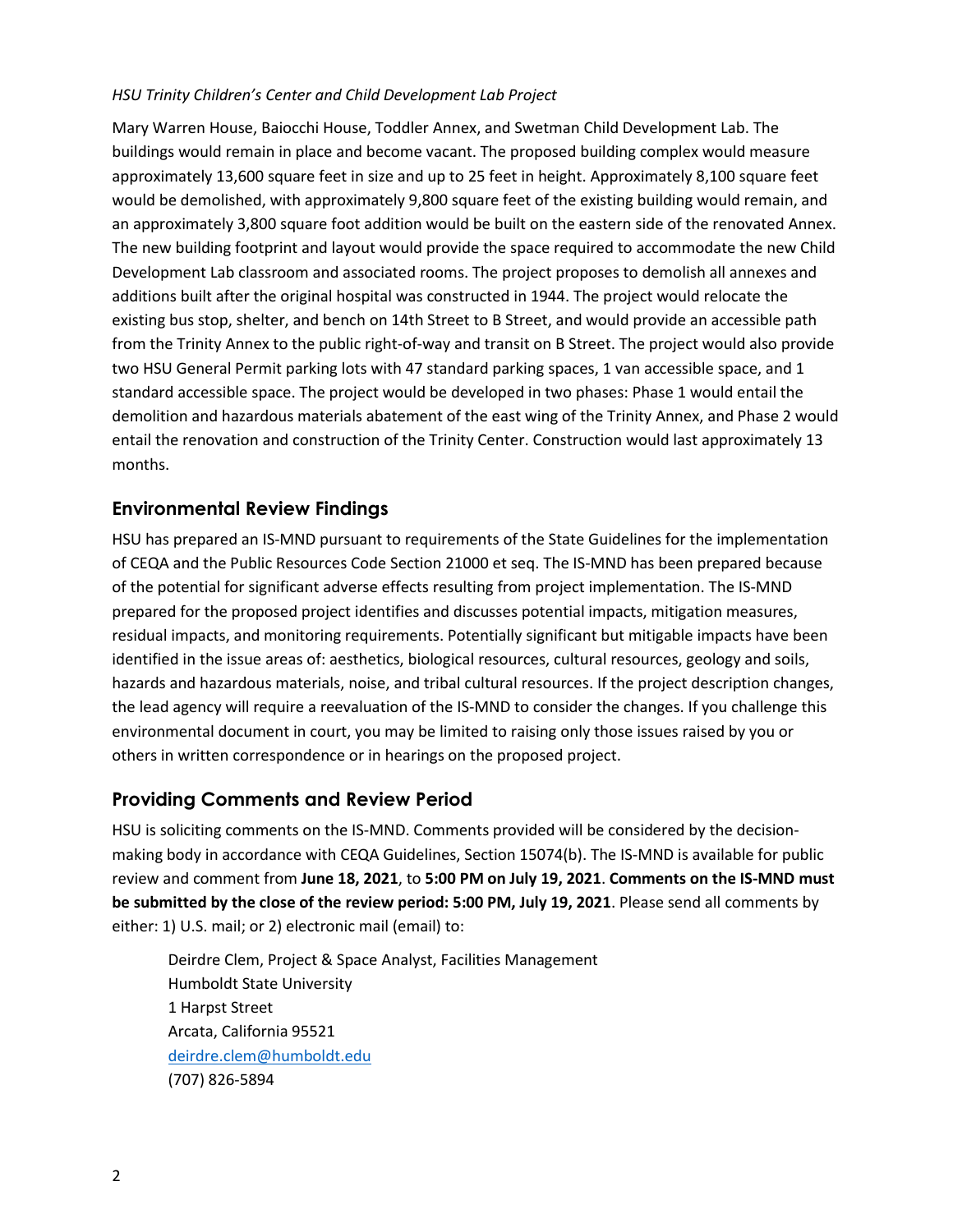Mary Warren House, Baiocchi House, Toddler Annex, and Swetman Child Development Lab. The buildings would remain in place and become vacant. The proposed building complex would measure approximately 13,600 square feet in size and up to 25 feet in height. Approximately 8,100 square feet would be demolished, with approximately 9,800 square feet of the existing building would remain, and an approximately 3,800 square foot addition would be built on the eastern side of the renovated Annex. The new building footprint and layout would provide the space required to accommodate the new Child Development Lab classroom and associated rooms. The project proposes to demolish all annexes and additions built after the original hospital was constructed in 1944. The project would relocate the existing bus stop, shelter, and bench on 14th Street to B Street, and would provide an accessible path from the Trinity Annex to the public right-of-way and transit on B Street. The project would also provide two HSU General Permit parking lots with 47 standard parking spaces, 1 van accessible space, and 1 standard accessible space. The project would be developed in two phases: Phase 1 would entail the demolition and hazardous materials abatement of the east wing of the Trinity Annex, and Phase 2 would entail the renovation and construction of the Trinity Center. Construction would last approximately 13 months.

## Environmental Review Findings

HSU has prepared an IS-MND pursuant to requirements of the State Guidelines for the implementation of CEQA and the Public Resources Code Section 21000 et seq. The IS-MND has been prepared because of the potential for significant adverse effects resulting from project implementation. The IS-MND prepared for the proposed project identifies and discusses potential impacts, mitigation measures, residual impacts, and monitoring requirements. Potentially significant but mitigable impacts have been identified in the issue areas of: aesthetics, biological resources, cultural resources, geology and soils, hazards and hazardous materials, noise, and tribal cultural resources. If the project description changes, the lead agency will require a reevaluation of the IS-MND to consider the changes. If you challenge this environmental document in court, you may be limited to raising only those issues raised by you or others in written correspondence or in hearings on the proposed project.

## Providing Comments and Review Period

HSU is soliciting comments on the IS-MND. Comments provided will be considered by the decision-making body in accordance with CEQA Guidelines, Section 15074(b). The IS-MND is available for public review and comment from **June 18, 2021**, to **5:00 PM on July 19, 2021**. **Comments on the IS-MND must be submitted by the close of the review period: 5:00 PM, July 19, 2021**. Please send all comments by either: 1) U.S. mail; or 2) electronic mail (email) to:

Deirdre Clem, Project & Space Analyst, Facilities Management
Humboldt State University
1 Harpst Street
Arcata, California 95521
deirdre.clem@humboldt.edu
(707) 826-5894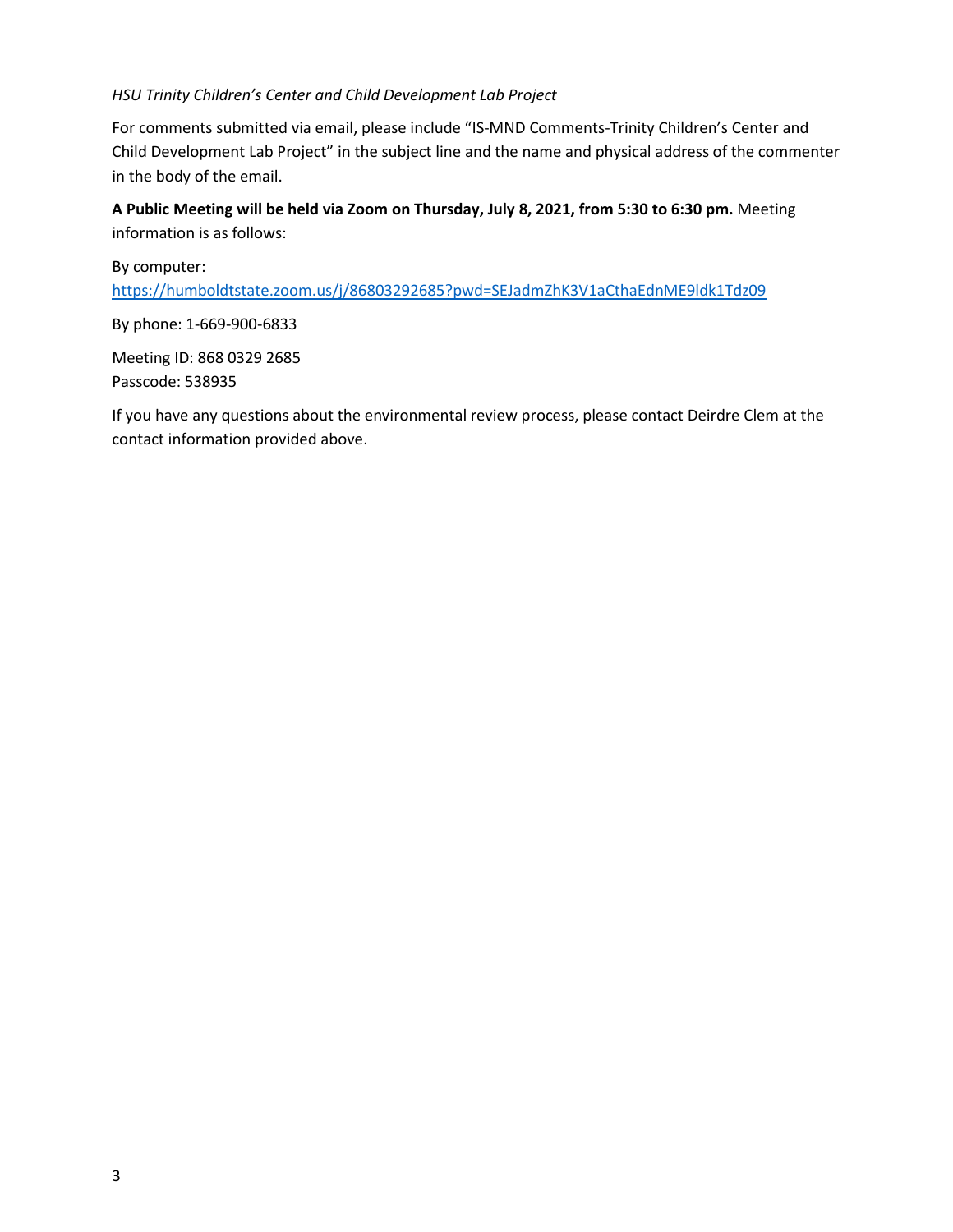*HSU Trinity Children's Center and Child Development Lab Project*

For comments submitted via email, please include "IS-MND Comments-Trinity Children's Center and Child Development Lab Project" in the subject line and the name and physical address of the commenter in the body of the email.

**A Public Meeting will be held via Zoom on Thursday, July 8, 2021, from 5:30 to 6:30 pm.** Meeting information is as follows:

By computer:
https://humboldtstate.zoom.us/j/86803292685?pwd=SEJadmZhK3V1aCthaEdnME9ldk1Tdz09

By phone: 1-669-900-6833

Meeting ID: 868 0329 2685
Passcode: 538935

If you have any questions about the environmental review process, please contact Deirdre Clem at the contact information provided above.